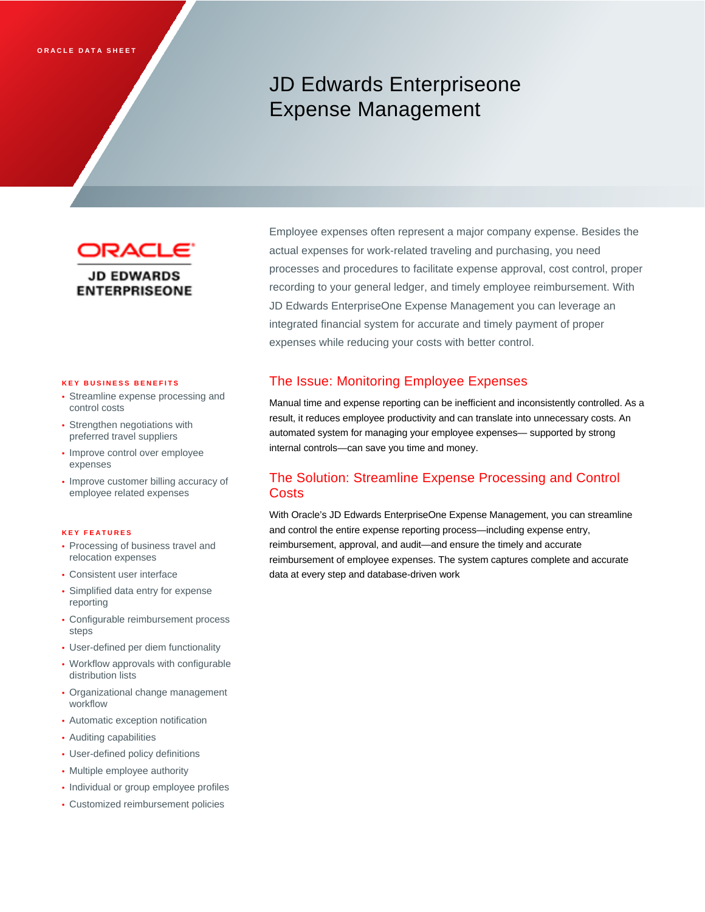ORACLE DATA SHEET

# JD Edwards Enterpriseone Expense Management

ORACLE
JD EDWARDS
ENTERPRISEONE

Employee expenses often represent a major company expense. Besides the actual expenses for work-related traveling and purchasing, you need processes and procedures to facilitate expense approval, cost control, proper recording to your general ledger, and timely employee reimbursement. With JD Edwards EnterpriseOne Expense Management you can leverage an integrated financial system for accurate and timely payment of proper expenses while reducing your costs with better control.

### KEY BUSINESS BENEFITS

- Streamline expense processing and control costs
- Strengthen negotiations with preferred travel suppliers
- Improve control over employee expenses
- Improve customer billing accuracy of employee related expenses

### KEY FEATURES

- Processing of business travel and relocation expenses
- Consistent user interface
- Simplified data entry for expense reporting
- Configurable reimbursement process steps
- User-defined per diem functionality
- Workflow approvals with configurable distribution lists
- Organizational change management workflow
- Automatic exception notification
- Auditing capabilities
- User-defined policy definitions
- Multiple employee authority
- Individual or group employee profiles
- Customized reimbursement policies

## The Issue: Monitoring Employee Expenses

Manual time and expense reporting can be inefficient and inconsistently controlled. As a result, it reduces employee productivity and can translate into unnecessary costs. An automated system for managing your employee expenses— supported by strong internal controls—can save you time and money.

## The Solution: Streamline Expense Processing and Control Costs

With Oracle's JD Edwards EnterpriseOne Expense Management, you can streamline and control the entire expense reporting process—including expense entry, reimbursement, approval, and audit—and ensure the timely and accurate reimbursement of employee expenses. The system captures complete and accurate data at every step and database-driven work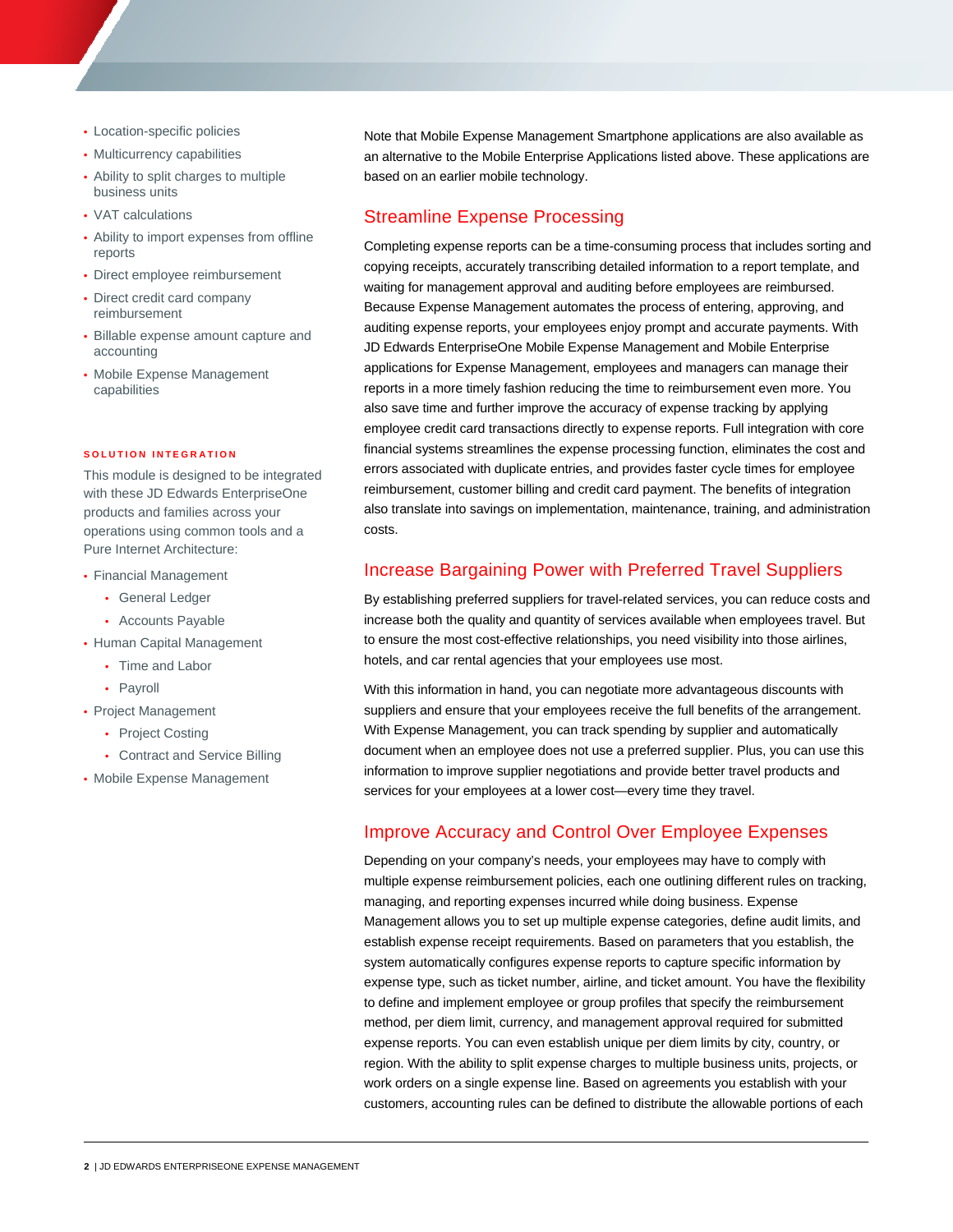- Location-specific policies
- Multicurrency capabilities
- Ability to split charges to multiple business units
- VAT calculations
- Ability to import expenses from offline reports
- Direct employee reimbursement
- Direct credit card company reimbursement
- Billable expense amount capture and accounting
- Mobile Expense Management capabilities

### SOLUTION INTEGRATION

This module is designed to be integrated with these JD Edwards EnterpriseOne products and families across your operations using common tools and a Pure Internet Architecture:

- Financial Management
  - General Ledger
  - Accounts Payable
- Human Capital Management
  - Time and Labor
  - Payroll
- Project Management
  - Project Costing
  - Contract and Service Billing
- Mobile Expense Management

Note that Mobile Expense Management Smartphone applications are also available as an alternative to the Mobile Enterprise Applications listed above. These applications are based on an earlier mobile technology.

## Streamline Expense Processing

Completing expense reports can be a time-consuming process that includes sorting and copying receipts, accurately transcribing detailed information to a report template, and waiting for management approval and auditing before employees are reimbursed. Because Expense Management automates the process of entering, approving, and auditing expense reports, your employees enjoy prompt and accurate payments. With JD Edwards EnterpriseOne Mobile Expense Management and Mobile Enterprise applications for Expense Management, employees and managers can manage their reports in a more timely fashion reducing the time to reimbursement even more. You also save time and further improve the accuracy of expense tracking by applying employee credit card transactions directly to expense reports. Full integration with core financial systems streamlines the expense processing function, eliminates the cost and errors associated with duplicate entries, and provides faster cycle times for employee reimbursement, customer billing and credit card payment. The benefits of integration also translate into savings on implementation, maintenance, training, and administration costs.

## Increase Bargaining Power with Preferred Travel Suppliers

By establishing preferred suppliers for travel-related services, you can reduce costs and increase both the quality and quantity of services available when employees travel. But to ensure the most cost-effective relationships, you need visibility into those airlines, hotels, and car rental agencies that your employees use most.

With this information in hand, you can negotiate more advantageous discounts with suppliers and ensure that your employees receive the full benefits of the arrangement. With Expense Management, you can track spending by supplier and automatically document when an employee does not use a preferred supplier. Plus, you can use this information to improve supplier negotiations and provide better travel products and services for your employees at a lower cost—every time they travel.

## Improve Accuracy and Control Over Employee Expenses

Depending on your company's needs, your employees may have to comply with multiple expense reimbursement policies, each one outlining different rules on tracking, managing, and reporting expenses incurred while doing business. Expense Management allows you to set up multiple expense categories, define audit limits, and establish expense receipt requirements. Based on parameters that you establish, the system automatically configures expense reports to capture specific information by expense type, such as ticket number, airline, and ticket amount. You have the flexibility to define and implement employee or group profiles that specify the reimbursement method, per diem limit, currency, and management approval required for submitted expense reports. You can even establish unique per diem limits by city, country, or region. With the ability to split expense charges to multiple business units, projects, or work orders on a single expense line. Based on agreements you establish with your customers, accounting rules can be defined to distribute the allowable portions of each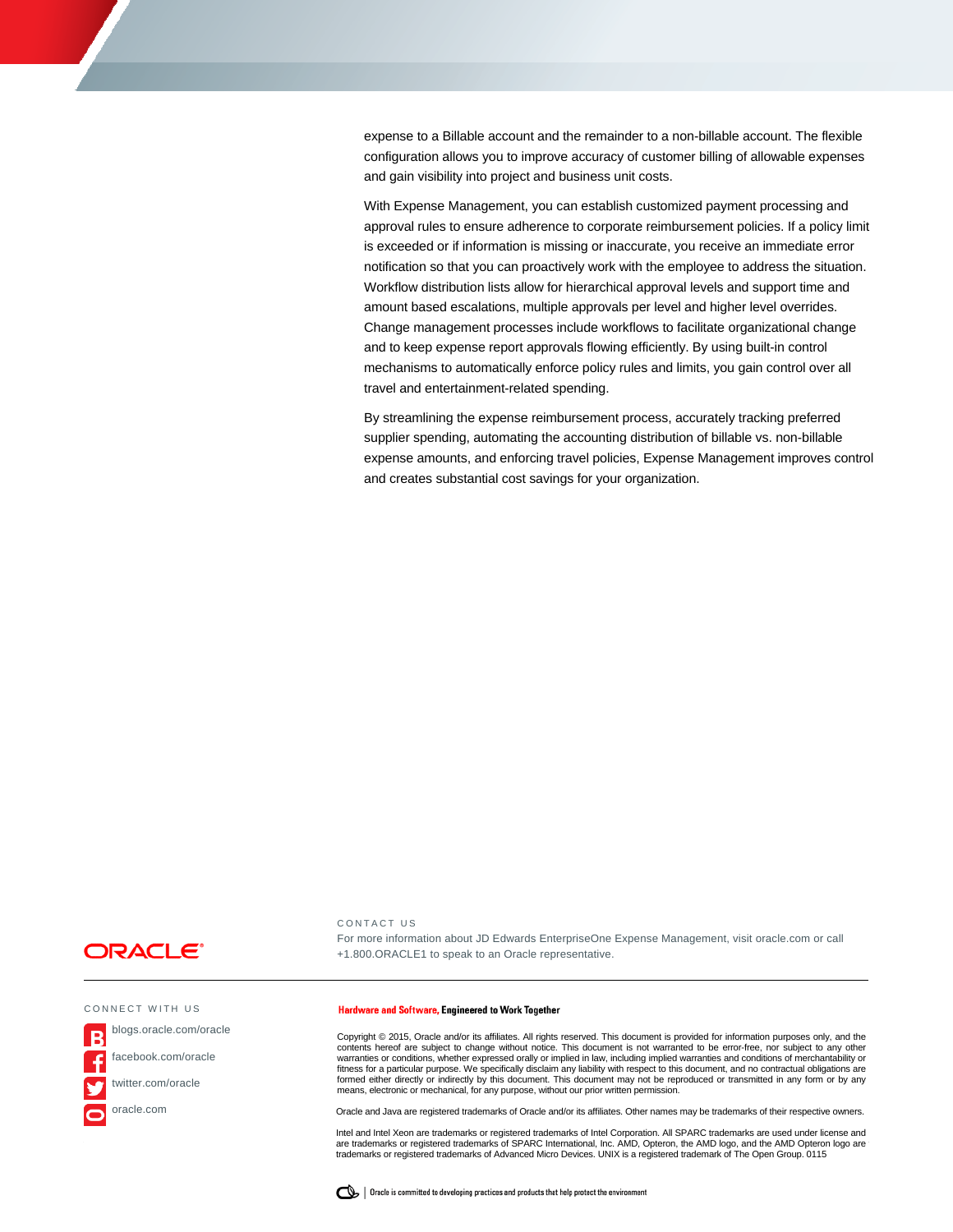expense to a Billable account and the remainder to a non-billable account. The flexible configuration allows you to improve accuracy of customer billing of allowable expenses and gain visibility into project and business unit costs.

With Expense Management, you can establish customized payment processing and approval rules to ensure adherence to corporate reimbursement policies. If a policy limit is exceeded or if information is missing or inaccurate, you receive an immediate error notification so that you can proactively work with the employee to address the situation. Workflow distribution lists allow for hierarchical approval levels and support time and amount based escalations, multiple approvals per level and higher level overrides. Change management processes include workflows to facilitate organizational change and to keep expense report approvals flowing efficiently. By using built-in control mechanisms to automatically enforce policy rules and limits, you gain control over all travel and entertainment-related spending.

By streamlining the expense reimbursement process, accurately tracking preferred supplier spending, automating the accounting distribution of billable vs. non-billable expense amounts, and enforcing travel policies, Expense Management improves control and creates substantial cost savings for your organization.

ORACLE®

CONTACT US

For more information about JD Edwards EnterpriseOne Expense Management, visit oracle.com or call +1.800.ORACLE1 to speak to an Oracle representative.

CONNECT WITH US

- blogs.oracle.com/oracle
- facebook.com/oracle
- twitter.com/oracle
- oracle.com

**Hardware and Software, Engineered to Work Together**

Copyright © 2015, Oracle and/or its affiliates. All rights reserved. This document is provided for information purposes only, and the contents hereof are subject to change without notice. This document is not warranted to be error-free, nor subject to any other warranties or conditions, whether expressed orally or implied in law, including implied warranties and conditions of merchantability or fitness for a particular purpose. We specifically disclaim any liability with respect to this document, and no contractual obligations are formed either directly or indirectly by this document. This document may not be reproduced or transmitted in any form or by any means, electronic or mechanical, for any purpose, without our prior written permission.

Oracle and Java are registered trademarks of Oracle and/or its affiliates. Other names may be trademarks of their respective owners.

Intel and Intel Xeon are trademarks or registered trademarks of Intel Corporation. All SPARC trademarks are used under license and are trademarks or registered trademarks of SPARC International, Inc. AMD, Opteron, the AMD logo, and the AMD Opteron logo are trademarks or registered trademarks of Advanced Micro Devices. UNIX is a registered trademark of The Open Group. 0115

Oracle is committed to developing practices and products that help protect the environment